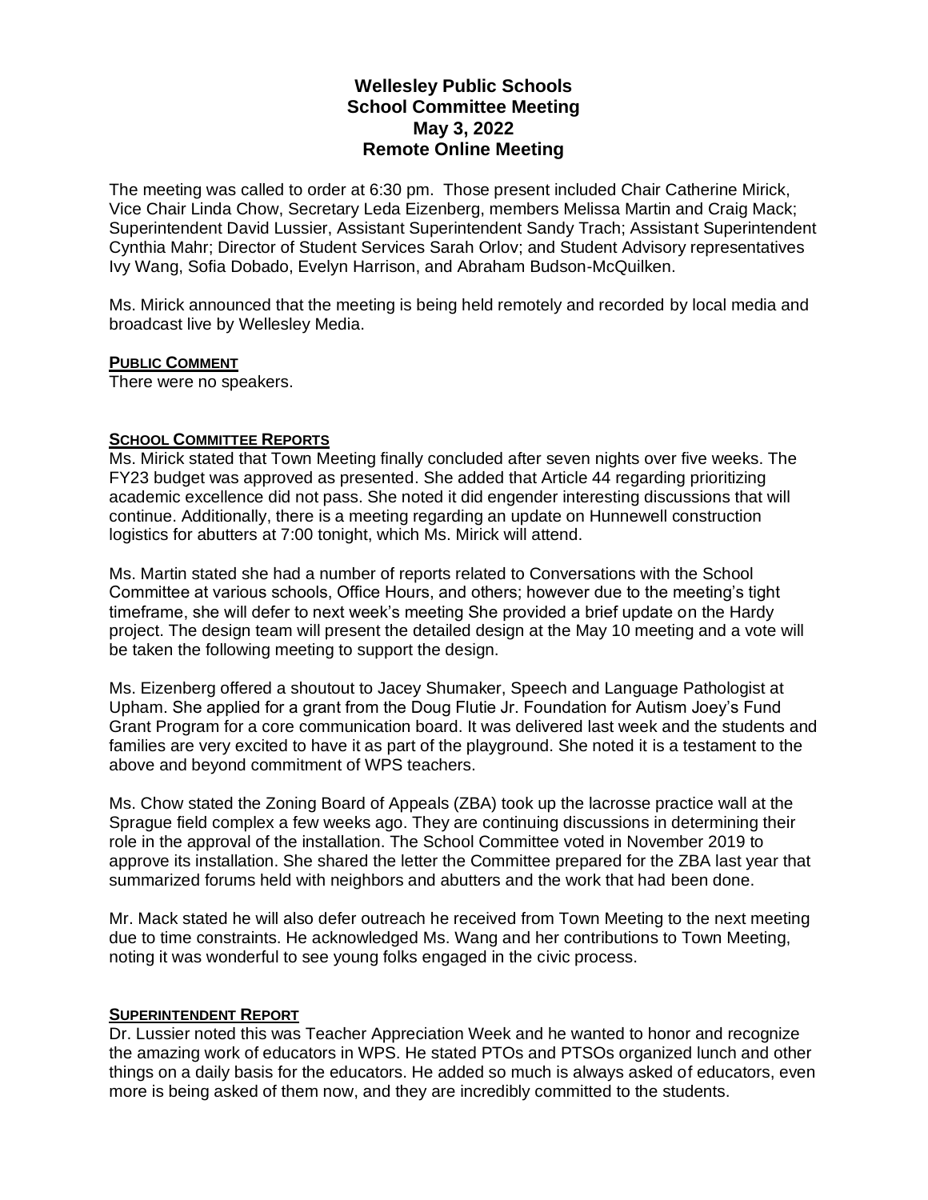# Wellesley Public Schools
## School Committee Meeting
## May 3, 2022
## Remote Online Meeting

The meeting was called to order at 6:30 pm. Those present included Chair Catherine Mirick, Vice Chair Linda Chow, Secretary Leda Eizenberg, members Melissa Martin and Craig Mack; Superintendent David Lussier, Assistant Superintendent Sandy Trach; Assistant Superintendent Cynthia Mahr; Director of Student Services Sarah Orlov; and Student Advisory representatives Ivy Wang, Sofia Dobado, Evelyn Harrison, and Abraham Budson-McQuilken.

Ms. Mirick announced that the meeting is being held remotely and recorded by local media and broadcast live by Wellesley Media.

**PUBLIC COMMENT**

There were no speakers.

**SCHOOL COMMITTEE REPORTS**

Ms. Mirick stated that Town Meeting finally concluded after seven nights over five weeks. The FY23 budget was approved as presented. She added that Article 44 regarding prioritizing academic excellence did not pass. She noted it did engender interesting discussions that will continue. Additionally, there is a meeting regarding an update on Hunnewell construction logistics for abutters at 7:00 tonight, which Ms. Mirick will attend.

Ms. Martin stated she had a number of reports related to Conversations with the School Committee at various schools, Office Hours, and others; however due to the meeting's tight timeframe, she will defer to next week's meeting She provided a brief update on the Hardy project. The design team will present the detailed design at the May 10 meeting and a vote will be taken the following meeting to support the design.

Ms. Eizenberg offered a shoutout to Jacey Shumaker, Speech and Language Pathologist at Upham. She applied for a grant from the Doug Flutie Jr. Foundation for Autism Joey's Fund Grant Program for a core communication board. It was delivered last week and the students and families are very excited to have it as part of the playground. She noted it is a testament to the above and beyond commitment of WPS teachers.

Ms. Chow stated the Zoning Board of Appeals (ZBA) took up the lacrosse practice wall at the Sprague field complex a few weeks ago. They are continuing discussions in determining their role in the approval of the installation. The School Committee voted in November 2019 to approve its installation. She shared the letter the Committee prepared for the ZBA last year that summarized forums held with neighbors and abutters and the work that had been done.

Mr. Mack stated he will also defer outreach he received from Town Meeting to the next meeting due to time constraints. He acknowledged Ms. Wang and her contributions to Town Meeting, noting it was wonderful to see young folks engaged in the civic process.

**SUPERINTENDENT REPORT**

Dr. Lussier noted this was Teacher Appreciation Week and he wanted to honor and recognize the amazing work of educators in WPS. He stated PTOs and PTSOs organized lunch and other things on a daily basis for the educators. He added so much is always asked of educators, even more is being asked of them now, and they are incredibly committed to the students.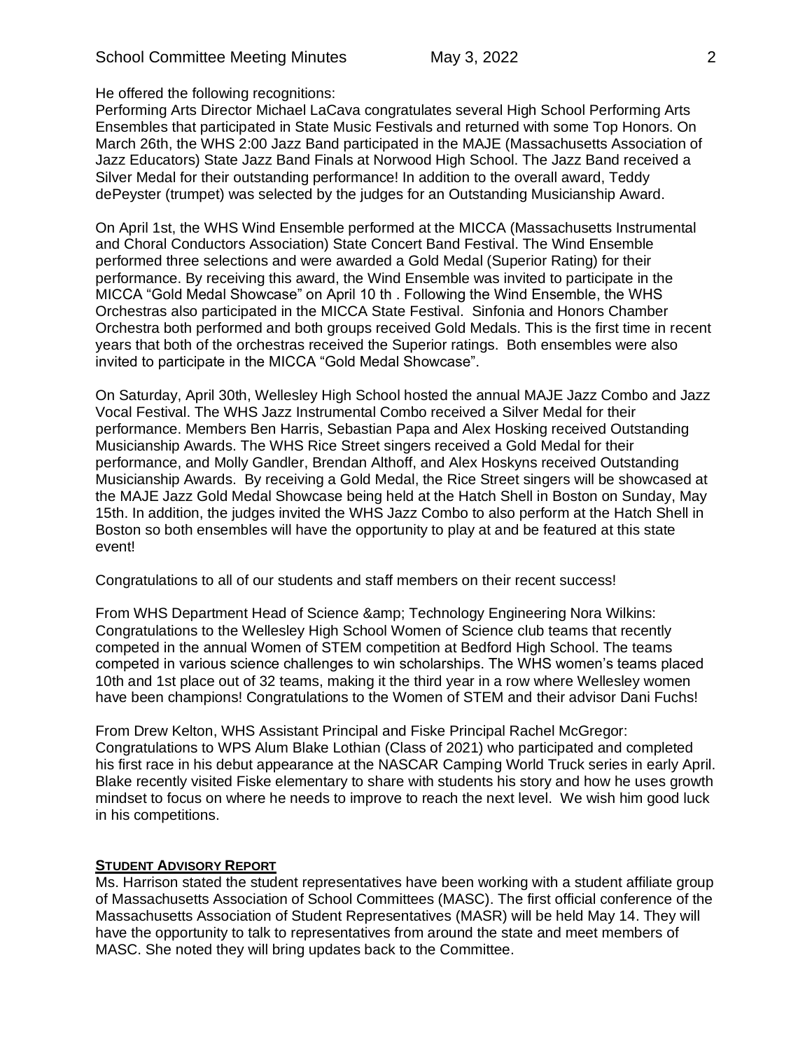He offered the following recognitions:

Performing Arts Director Michael LaCava congratulates several High School Performing Arts Ensembles that participated in State Music Festivals and returned with some Top Honors. On March 26th, the WHS 2:00 Jazz Band participated in the MAJE (Massachusetts Association of Jazz Educators) State Jazz Band Finals at Norwood High School. The Jazz Band received a Silver Medal for their outstanding performance! In addition to the overall award, Teddy dePeyster (trumpet) was selected by the judges for an Outstanding Musicianship Award.

On April 1st, the WHS Wind Ensemble performed at the MICCA (Massachusetts Instrumental and Choral Conductors Association) State Concert Band Festival. The Wind Ensemble performed three selections and were awarded a Gold Medal (Superior Rating) for their performance. By receiving this award, the Wind Ensemble was invited to participate in the MICCA "Gold Medal Showcase" on April 10 th . Following the Wind Ensemble, the WHS Orchestras also participated in the MICCA State Festival. Sinfonia and Honors Chamber Orchestra both performed and both groups received Gold Medals. This is the first time in recent years that both of the orchestras received the Superior ratings. Both ensembles were also invited to participate in the MICCA "Gold Medal Showcase".

On Saturday, April 30th, Wellesley High School hosted the annual MAJE Jazz Combo and Jazz Vocal Festival. The WHS Jazz Instrumental Combo received a Silver Medal for their performance. Members Ben Harris, Sebastian Papa and Alex Hosking received Outstanding Musicianship Awards. The WHS Rice Street singers received a Gold Medal for their performance, and Molly Gandler, Brendan Althoff, and Alex Hoskyns received Outstanding Musicianship Awards. By receiving a Gold Medal, the Rice Street singers will be showcased at the MAJE Jazz Gold Medal Showcase being held at the Hatch Shell in Boston on Sunday, May 15th. In addition, the judges invited the WHS Jazz Combo to also perform at the Hatch Shell in Boston so both ensembles will have the opportunity to play at and be featured at this state event!

Congratulations to all of our students and staff members on their recent success!

From WHS Department Head of Science &amp; Technology Engineering Nora Wilkins: Congratulations to the Wellesley High School Women of Science club teams that recently competed in the annual Women of STEM competition at Bedford High School. The teams competed in various science challenges to win scholarships. The WHS women's teams placed 10th and 1st place out of 32 teams, making it the third year in a row where Wellesley women have been champions! Congratulations to the Women of STEM and their advisor Dani Fuchs!

From Drew Kelton, WHS Assistant Principal and Fiske Principal Rachel McGregor: Congratulations to WPS Alum Blake Lothian (Class of 2021) who participated and completed his first race in his debut appearance at the NASCAR Camping World Truck series in early April. Blake recently visited Fiske elementary to share with students his story and how he uses growth mindset to focus on where he needs to improve to reach the next level. We wish him good luck in his competitions.

**STUDENT ADVISORY REPORT**

Ms. Harrison stated the student representatives have been working with a student affiliate group of Massachusetts Association of School Committees (MASC). The first official conference of the Massachusetts Association of Student Representatives (MASR) will be held May 14. They will have the opportunity to talk to representatives from around the state and meet members of MASC. She noted they will bring updates back to the Committee.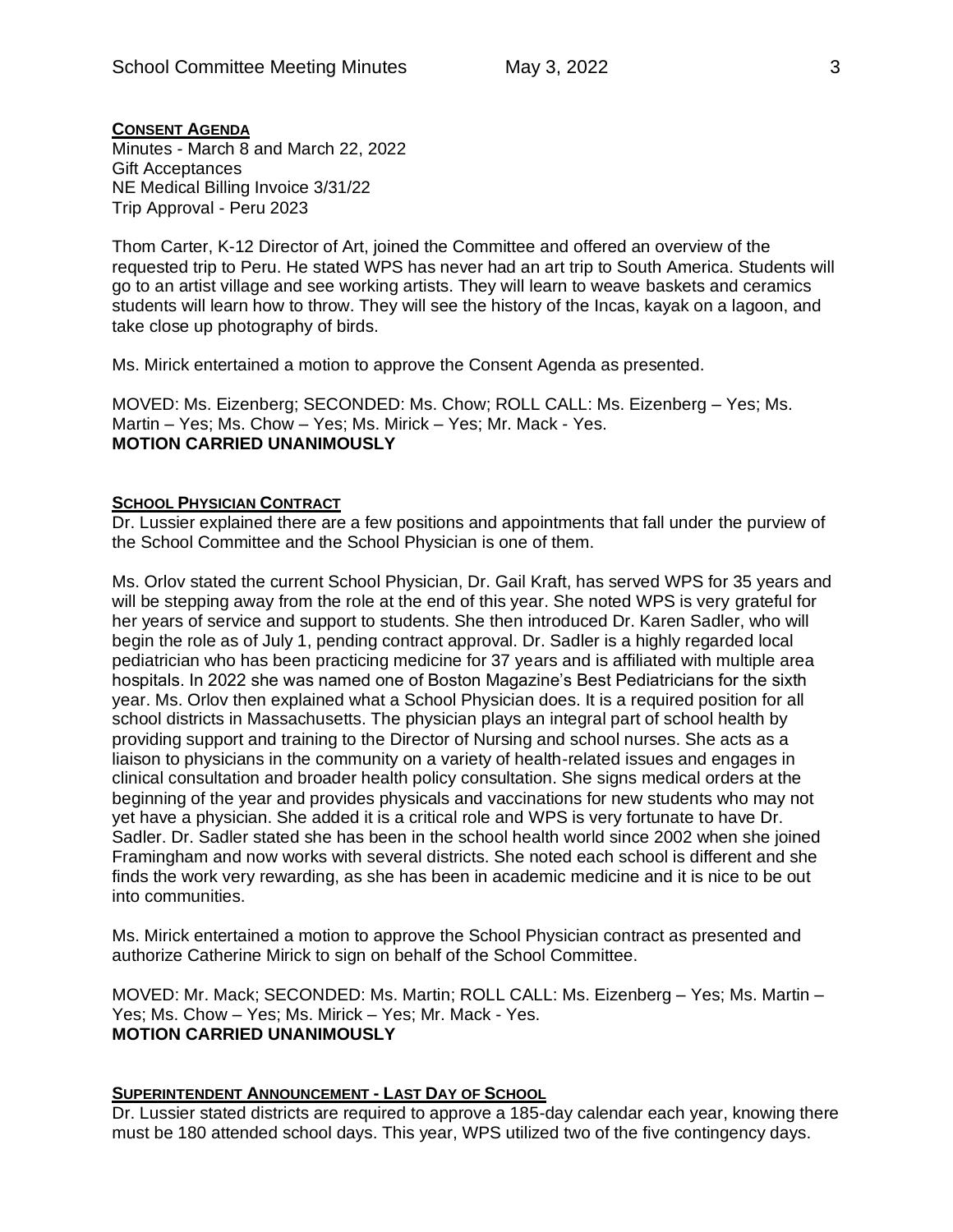## **CONSENT AGENDA**

Minutes - March 8 and March 22, 2022
Gift Acceptances
NE Medical Billing Invoice 3/31/22
Trip Approval - Peru 2023

Thom Carter, K-12 Director of Art, joined the Committee and offered an overview of the requested trip to Peru. He stated WPS has never had an art trip to South America. Students will go to an artist village and see working artists. They will learn to weave baskets and ceramics students will learn how to throw. They will see the history of the Incas, kayak on a lagoon, and take close up photography of birds.

Ms. Mirick entertained a motion to approve the Consent Agenda as presented.

MOVED: Ms. Eizenberg; SECONDED: Ms. Chow; ROLL CALL: Ms. Eizenberg – Yes; Ms. Martin – Yes; Ms. Chow – Yes; Ms. Mirick – Yes; Mr. Mack - Yes.
**MOTION CARRIED UNANIMOUSLY**

## **SCHOOL PHYSICIAN CONTRACT**

Dr. Lussier explained there are a few positions and appointments that fall under the purview of the School Committee and the School Physician is one of them.

Ms. Orlov stated the current School Physician, Dr. Gail Kraft, has served WPS for 35 years and will be stepping away from the role at the end of this year. She noted WPS is very grateful for her years of service and support to students. She then introduced Dr. Karen Sadler, who will begin the role as of July 1, pending contract approval. Dr. Sadler is a highly regarded local pediatrician who has been practicing medicine for 37 years and is affiliated with multiple area hospitals. In 2022 she was named one of Boston Magazine's Best Pediatricians for the sixth year. Ms. Orlov then explained what a School Physician does. It is a required position for all school districts in Massachusetts. The physician plays an integral part of school health by providing support and training to the Director of Nursing and school nurses. She acts as a liaison to physicians in the community on a variety of health-related issues and engages in clinical consultation and broader health policy consultation. She signs medical orders at the beginning of the year and provides physicals and vaccinations for new students who may not yet have a physician. She added it is a critical role and WPS is very fortunate to have Dr. Sadler. Dr. Sadler stated she has been in the school health world since 2002 when she joined Framingham and now works with several districts. She noted each school is different and she finds the work very rewarding, as she has been in academic medicine and it is nice to be out into communities.

Ms. Mirick entertained a motion to approve the School Physician contract as presented and authorize Catherine Mirick to sign on behalf of the School Committee.

MOVED: Mr. Mack; SECONDED: Ms. Martin; ROLL CALL: Ms. Eizenberg – Yes; Ms. Martin – Yes; Ms. Chow – Yes; Ms. Mirick – Yes; Mr. Mack - Yes.
**MOTION CARRIED UNANIMOUSLY**

## **SUPERINTENDENT ANNOUNCEMENT - LAST DAY OF SCHOOL**

Dr. Lussier stated districts are required to approve a 185-day calendar each year, knowing there must be 180 attended school days. This year, WPS utilized two of the five contingency days.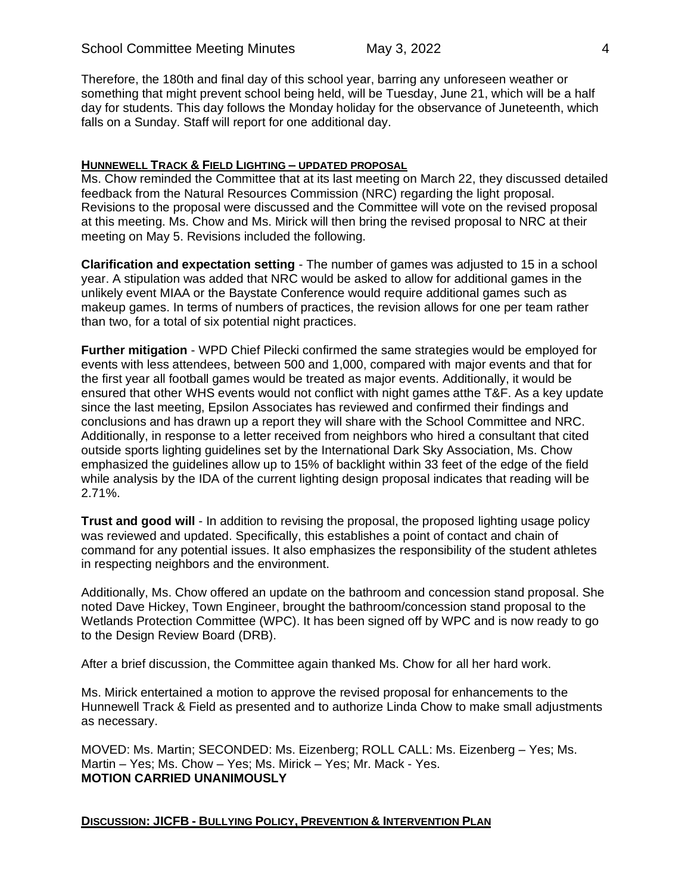Therefore, the 180th and final day of this school year, barring any unforeseen weather or something that might prevent school being held, will be Tuesday, June 21, which will be a half day for students. This day follows the Monday holiday for the observance of Juneteenth, which falls on a Sunday. Staff will report for one additional day.

## HUNNEWELL TRACK & FIELD LIGHTING – UPDATED PROPOSAL

Ms. Chow reminded the Committee that at its last meeting on March 22, they discussed detailed feedback from the Natural Resources Commission (NRC) regarding the light proposal. Revisions to the proposal were discussed and the Committee will vote on the revised proposal at this meeting. Ms. Chow and Ms. Mirick will then bring the revised proposal to NRC at their meeting on May 5. Revisions included the following.

**Clarification and expectation setting** - The number of games was adjusted to 15 in a school year. A stipulation was added that NRC would be asked to allow for additional games in the unlikely event MIAA or the Baystate Conference would require additional games such as makeup games. In terms of numbers of practices, the revision allows for one per team rather than two, for a total of six potential night practices.

**Further mitigation** - WPD Chief Pilecki confirmed the same strategies would be employed for events with less attendees, between 500 and 1,000, compared with major events and that for the first year all football games would be treated as major events. Additionally, it would be ensured that other WHS events would not conflict with night games atthe T&F. As a key update since the last meeting, Epsilon Associates has reviewed and confirmed their findings and conclusions and has drawn up a report they will share with the School Committee and NRC. Additionally, in response to a letter received from neighbors who hired a consultant that cited outside sports lighting guidelines set by the International Dark Sky Association, Ms. Chow emphasized the guidelines allow up to 15% of backlight within 33 feet of the edge of the field while analysis by the IDA of the current lighting design proposal indicates that reading will be 2.71%.

**Trust and good will** - In addition to revising the proposal, the proposed lighting usage policy was reviewed and updated. Specifically, this establishes a point of contact and chain of command for any potential issues. It also emphasizes the responsibility of the student athletes in respecting neighbors and the environment.

Additionally, Ms. Chow offered an update on the bathroom and concession stand proposal. She noted Dave Hickey, Town Engineer, brought the bathroom/concession stand proposal to the Wetlands Protection Committee (WPC). It has been signed off by WPC and is now ready to go to the Design Review Board (DRB).

After a brief discussion, the Committee again thanked Ms. Chow for all her hard work.

Ms. Mirick entertained a motion to approve the revised proposal for enhancements to the Hunnewell Track & Field as presented and to authorize Linda Chow to make small adjustments as necessary.

MOVED: Ms. Martin; SECONDED: Ms. Eizenberg; ROLL CALL: Ms. Eizenberg – Yes; Ms. Martin – Yes; Ms. Chow – Yes; Ms. Mirick – Yes; Mr. Mack - Yes.
**MOTION CARRIED UNANIMOUSLY**

## DISCUSSION: JICFB - BULLYING POLICY, PREVENTION & INTERVENTION PLAN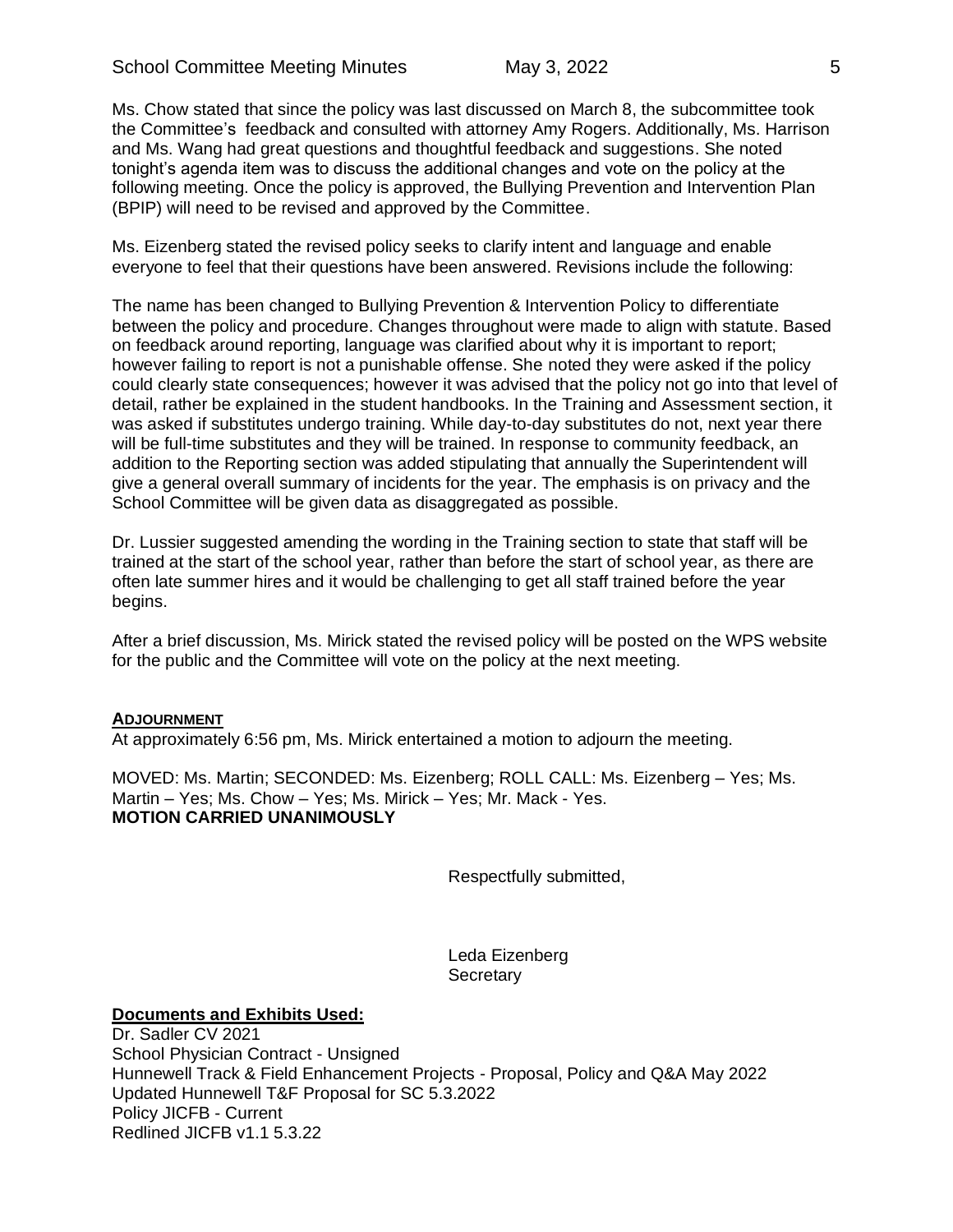Ms. Chow stated that since the policy was last discussed on March 8, the subcommittee took the Committee's feedback and consulted with attorney Amy Rogers. Additionally, Ms. Harrison and Ms. Wang had great questions and thoughtful feedback and suggestions. She noted tonight's agenda item was to discuss the additional changes and vote on the policy at the following meeting. Once the policy is approved, the Bullying Prevention and Intervention Plan (BPIP) will need to be revised and approved by the Committee.

Ms. Eizenberg stated the revised policy seeks to clarify intent and language and enable everyone to feel that their questions have been answered. Revisions include the following:

The name has been changed to Bullying Prevention & Intervention Policy to differentiate between the policy and procedure. Changes throughout were made to align with statute. Based on feedback around reporting, language was clarified about why it is important to report; however failing to report is not a punishable offense. She noted they were asked if the policy could clearly state consequences; however it was advised that the policy not go into that level of detail, rather be explained in the student handbooks. In the Training and Assessment section, it was asked if substitutes undergo training. While day-to-day substitutes do not, next year there will be full-time substitutes and they will be trained. In response to community feedback, an addition to the Reporting section was added stipulating that annually the Superintendent will give a general overall summary of incidents for the year. The emphasis is on privacy and the School Committee will be given data as disaggregated as possible.

Dr. Lussier suggested amending the wording in the Training section to state that staff will be trained at the start of the school year, rather than before the start of school year, as there are often late summer hires and it would be challenging to get all staff trained before the year begins.

After a brief discussion, Ms. Mirick stated the revised policy will be posted on the WPS website for the public and the Committee will vote on the policy at the next meeting.

**ADJOURNMENT**

At approximately 6:56 pm, Ms. Mirick entertained a motion to adjourn the meeting.

MOVED: Ms. Martin; SECONDED: Ms. Eizenberg; ROLL CALL: Ms. Eizenberg – Yes; Ms. Martin – Yes; Ms. Chow – Yes; Ms. Mirick – Yes; Mr. Mack - Yes.
**MOTION CARRIED UNANIMOUSLY**

Respectfully submitted,

Leda Eizenberg
Secretary

**Documents and Exhibits Used:**

Dr. Sadler CV 2021
School Physician Contract - Unsigned
Hunnewell Track & Field Enhancement Projects - Proposal, Policy and Q&A May 2022
Updated Hunnewell T&F Proposal for SC 5.3.2022
Policy JICFB - Current
Redlined JICFB v1.1 5.3.22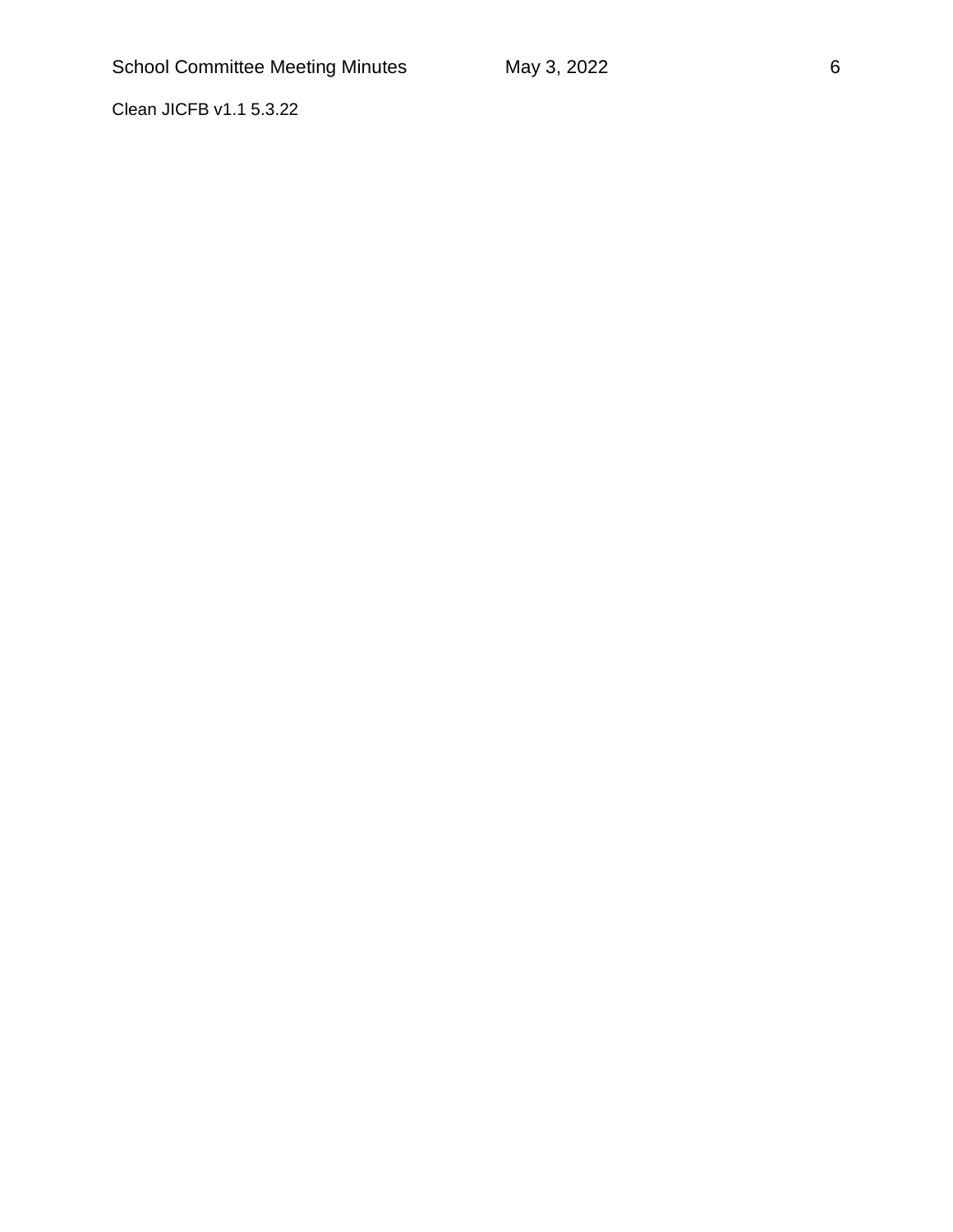Clean JICFB v1.1 5.3.22